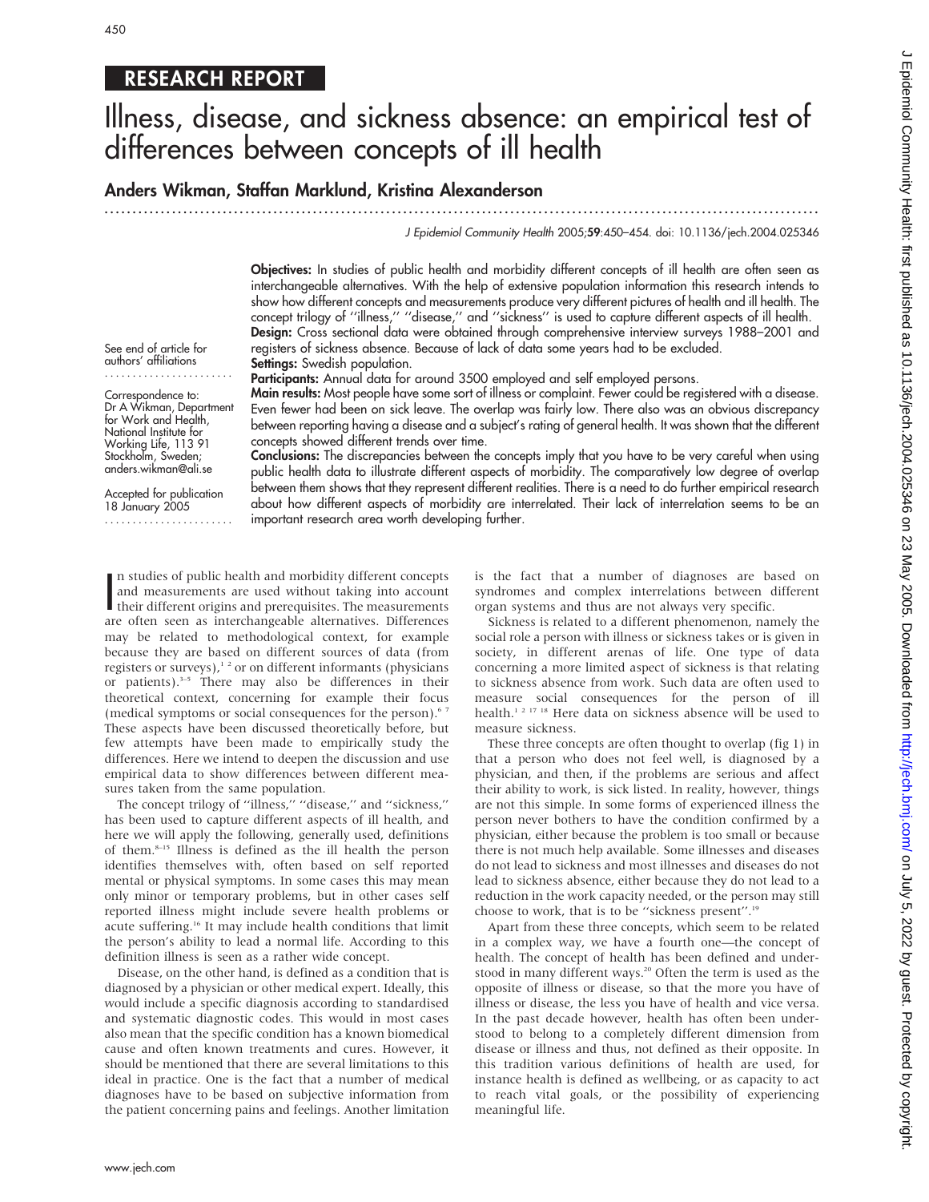RESEARCH REPORT

# Illness, disease, and sickness absence: an empirical test of differences between concepts of ill health

**Anders Wikman, Staffan Marklund, Kristina Alexanderson**

See end of article for authors' affiliations

Correspondence to: Dr A Wikman, Department for Work and Health, National Institute for Working Life, 113 91 Stockholm, Sweden; anders.wikman@ali.se

Accepted for publication 18 January 2005

**Objectives:** In studies of public health and morbidity different concepts of ill health are often seen as interchangeable alternatives. With the help of extensive population information this research intends to show how different concepts and measurements produce very different pictures of health and ill health. The concept trilogy of ''illness,'' ''disease,'' and ''sickness'' is used to capture different aspects of ill health.

**Design:** Cross sectional data were obtained through comprehensive interview surveys 1988–2001 and registers of sickness absence. Because of lack of data some years had to be excluded.

**Settings:** Swedish population.

**Participants:** Annual data for around 3500 employed and self employed persons.

**Main results:** Most people have some sort of illness or complaint. Fewer could be registered with a disease. Even fewer had been on sick leave. The overlap was fairly low. There also was an obvious discrepancy between reporting having a disease and a subject's rating of general health. It was shown that the different concepts showed different trends over time.

**Conclusions:** The discrepancies between the concepts imply that you have to be very careful when using public health data to illustrate different aspects of morbidity. The comparatively low degree of overlap between them shows that they represent different realities. There is a need to do further empirical research about how different aspects of morbidity are interrelated. Their lack of interrelation seems to be an important research area worth developing further.

In studies of public health and morbidity different concepts and measurements are used without taking into account their different origins and prerequisites. The measurements are often seen as interchangeable alternatives. Differences may be related to methodological context, for example because they are based on different sources of data (from registers or surveys),[1 2] or on different informants (physicians or patients).[3–5] There may also be differences in their theoretical context, concerning for example their focus (medical symptoms or social consequences for the person).[6 7] These aspects have been discussed theoretically before, but few attempts have been made to empirically study the differences. Here we intend to deepen the discussion and use empirical data to show differences between different measures taken from the same population.

The concept trilogy of ''illness,'' ''disease,'' and ''sickness,'' has been used to capture different aspects of ill health, and here we will apply the following, generally used, definitions of them.[8–15] Illness is defined as the ill health the person identifies themselves with, often based on self reported mental or physical symptoms. In some cases this may mean only minor or temporary problems, but in other cases self reported illness might include severe health problems or acute suffering.[16] It may include health conditions that limit the person's ability to lead a normal life. According to this definition illness is seen as a rather wide concept.

Disease, on the other hand, is defined as a condition that is diagnosed by a physician or other medical expert. Ideally, this would include a specific diagnosis according to standardised and systematic diagnostic codes. This would in most cases also mean that the specific condition has a known biomedical cause and often known treatments and cures. However, it should be mentioned that there are several limitations to this ideal in practice. One is the fact that a number of medical diagnoses have to be based on subjective information from the patient concerning pains and feelings. Another limitation is the fact that a number of diagnoses are based on syndromes and complex interrelations between different organ systems and thus are not always very specific.

Sickness is related to a different phenomenon, namely the social role a person with illness or sickness takes or is given in society, in different arenas of life. One type of data concerning a more limited aspect of sickness is that relating to sickness absence from work. Such data are often used to measure social consequences for the person of ill health.[1 2 17 18] Here data on sickness absence will be used to measure sickness.

These three concepts are often thought to overlap (fig 1) in that a person who does not feel well, is diagnosed by a physician, and then, if the problems are serious and affect their ability to work, is sick listed. In reality, however, things are not this simple. In some forms of experienced illness the person never bothers to have the condition confirmed by a physician, either because the problem is too small or because there is not much help available. Some illnesses and diseases do not lead to sickness and most illnesses and diseases do not lead to sickness absence, either because they do not lead to a reduction in the work capacity needed, or the person may still choose to work, that is to be ''sickness present''.[19]

Apart from these three concepts, which seem to be related in a complex way, we have a fourth one—the concept of health. The concept of health has been defined and understood in many different ways.[20] Often the term is used as the opposite of illness or disease, so that the more you have of illness or disease, the less you have of health and vice versa. In the past decade however, health has often been understood to belong to a completely different dimension from disease or illness and thus, not defined as their opposite. In this tradition various definitions of health are used, for instance health is defined as wellbeing, or as capacity to act to reach vital goals, or the possibility of experiencing meaningful life.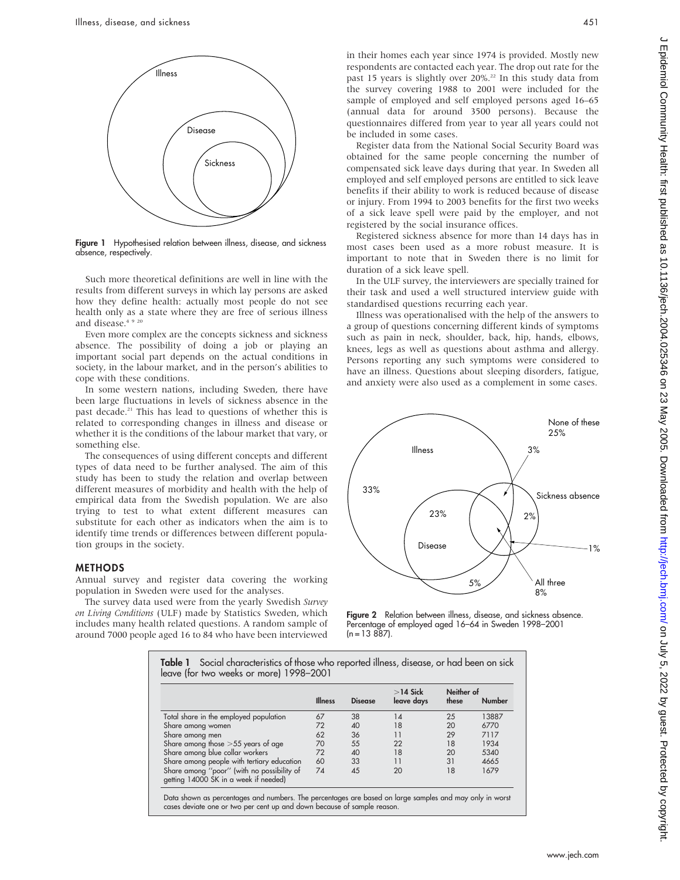Figure 1 Hypothesised relation between illness, disease, and sickness absence, respectively.

Such more theoretical definitions are well in line with the results from different surveys in which lay persons are asked how they define health: actually most people do not see health only as a state where they are free of serious illness and disease.[4 9 20]

Even more complex are the concepts sickness and sickness absence. The possibility of doing a job or playing an important social part depends on the actual conditions in society, in the labour market, and in the person's abilities to cope with these conditions.

In some western nations, including Sweden, there have been large fluctuations in levels of sickness absence in the past decade.[21] This has lead to questions of whether this is related to corresponding changes in illness and disease or whether it is the conditions of the labour market that vary, or something else.

The consequences of using different concepts and different types of data need to be further analysed. The aim of this study has been to study the relation and overlap between different measures of morbidity and health with the help of empirical data from the Swedish population. We are also trying to test to what extent different measures can substitute for each other as indicators when the aim is to identify time trends or differences between different population groups in the society.

## METHODS

Annual survey and register data covering the working population in Sweden were used for the analyses.

The survey data used were from the yearly Swedish *Survey on Living Conditions* (ULF) made by Statistics Sweden, which includes many health related questions. A random sample of around 7000 people aged 16 to 84 who have been interviewed in their homes each year since 1974 is provided. Mostly new respondents are contacted each year. The drop out rate for the past 15 years is slightly over 20%.[22] In this study data from the survey covering 1988 to 2001 were included for the sample of employed and self employed persons aged 16–65 (annual data for around 3500 persons). Because the questionnaires differed from year to year all years could not be included in some cases.

Register data from the National Social Security Board was obtained for the same people concerning the number of compensated sick leave days during that year. In Sweden all employed and self employed persons are entitled to sick leave benefits if their ability to work is reduced because of disease or injury. From 1994 to 2003 benefits for the first two weeks of a sick leave spell were paid by the employer, and not registered by the social insurance offices.

Registered sickness absence for more than 14 days has in most cases been used as a more robust measure. It is important to note that in Sweden there is no limit for duration of a sick leave spell.

In the ULF survey, the interviewers are specially trained for their task and used a well structured interview guide with standardised questions recurring each year.

Illness was operationalised with the help of the answers to a group of questions concerning different kinds of symptoms such as pain in neck, shoulder, back, hip, hands, elbows, knees, legs as well as questions about asthma and allergy. Persons reporting any such symptoms were considered to have an illness. Questions about sleeping disorders, fatigue, and anxiety were also used as a complement in some cases.

Figure 2 Relation between illness, disease, and sickness absence. Percentage of employed aged 16–64 in Sweden 1998–2001 (n = 13 887).

**Table 1** Social characteristics of those who reported illness, disease, or had been on sick leave (for two weeks or more) 1998–2001

| | Illness | Disease | >14 Sick leave days | Neither of these | Number |
|---|---|---|---|---|---|
| Total share in the employed population | 67 | 38 | 14 | 25 | 13887 |
| Share among women | 72 | 40 | 18 | 20 | 6770 |
| Share among men | 62 | 36 | 11 | 29 | 7117 |
| Share among those >55 years of age | 70 | 55 | 22 | 18 | 1934 |
| Share among blue collar workers | 72 | 40 | 18 | 20 | 5340 |
| Share among people with tertiary education | 60 | 33 | 11 | 31 | 4665 |
| Share among "poor" (with no possibility of getting 14000 SK in a week if needed) | 74 | 45 | 20 | 18 | 1679 |

Data shown as percentages and numbers. The percentages are based on large samples and may only in worst cases deviate one or two per cent up and down because of sample reason.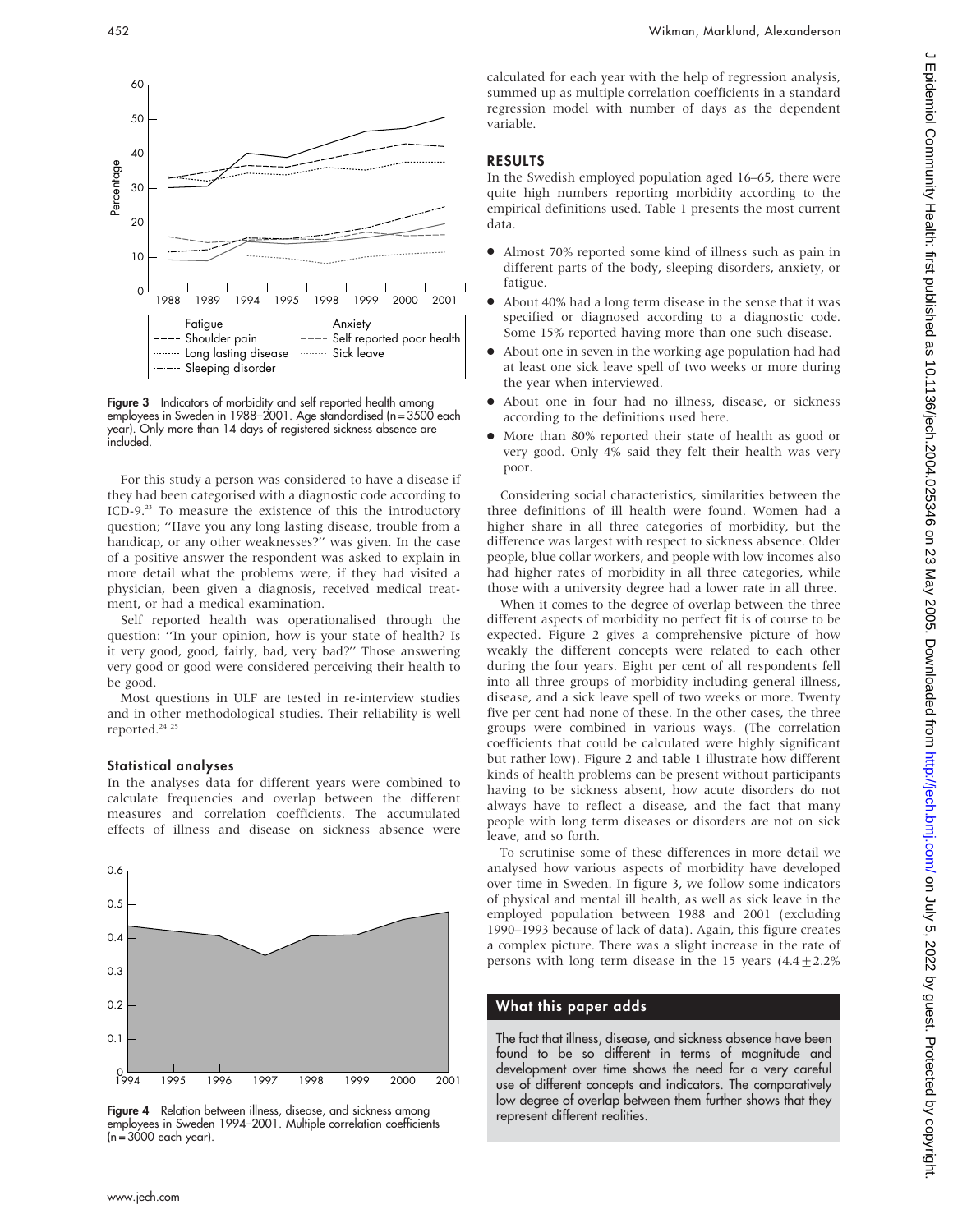Figure 3 Indicators of morbidity and self reported health among employees in Sweden in 1988–2001. Age standardised (n = 3500 each year). Only more than 14 days of registered sickness absence are included.

For this study a person was considered to have a disease if they had been categorised with a diagnostic code according to ICD-9.[23] To measure the existence of this the introductory question; "Have you any long lasting disease, trouble from a handicap, or any other weaknesses?" was given. In the case of a positive answer the respondent was asked to explain in more detail what the problems were, if they had visited a physician, been given a diagnosis, received medical treatment, or had a medical examination.

Self reported health was operationalised through the question: "In your opinion, how is your state of health? Is it very good, good, fairly, bad, very bad?" Those answering very good or good were considered perceiving their health to be good.

Most questions in ULF are tested in re-interview studies and in other methodological studies. Their reliability is well reported.[24 25]

### Statistical analyses

In the analyses data for different years were combined to calculate frequencies and overlap between the different measures and correlation coefficients. The accumulated effects of illness and disease on sickness absence were calculated for each year with the help of regression analysis, summed up as multiple correlation coefficients in a standard regression model with number of days as the dependent variable.

Figure 4 Relation between illness, disease, and sickness among employees in Sweden 1994–2001. Multiple correlation coefficients (n = 3000 each year).

## RESULTS

In the Swedish employed population aged 16–65, there were quite high numbers reporting morbidity according to the empirical definitions used. Table 1 presents the most current data.

- Almost 70% reported some kind of illness such as pain in different parts of the body, sleeping disorders, anxiety, or fatigue.
- About 40% had a long term disease in the sense that it was specified or diagnosed according to a diagnostic code. Some 15% reported having more than one such disease.
- About one in seven in the working age population had had at least one sick leave spell of two weeks or more during the year when interviewed.
- About one in four had no illness, disease, or sickness according to the definitions used here.
- More than 80% reported their state of health as good or very good. Only 4% said they felt their health was very poor.

Considering social characteristics, similarities between the three definitions of ill health were found. Women had a higher share in all three categories of morbidity, but the difference was largest with respect to sickness absence. Older people, blue collar workers, and people with low incomes also had higher rates of morbidity in all three categories, while those with a university degree had a lower rate in all three.

When it comes to the degree of overlap between the three different aspects of morbidity no perfect fit is of course to be expected. Figure 2 gives a comprehensive picture of how weakly the different concepts were related to each other during the four years. Eight per cent of all respondents fell into all three groups of morbidity including general illness, disease, and a sick leave spell of two weeks or more. Twenty five per cent had none of these. In the other cases, the three groups were combined in various ways. (The correlation coefficients that could be calculated were highly significant but rather low). Figure 2 and table 1 illustrate how different kinds of health problems can be present without participants having to be sickness absent, how acute disorders do not always have to reflect a disease, and the fact that many people with long term diseases or disorders are not on sick leave, and so forth.

To scrutinise some of these differences in more detail we analysed how various aspects of morbidity have developed over time in Sweden. In figure 3, we follow some indicators of physical and mental ill health, as well as sick leave in the employed population between 1988 and 2001 (excluding 1990–1993 because of lack of data). Again, this figure creates a complex picture. There was a slight increase in the rate of persons with long term disease in the 15 years (4.4 ± 2.2%

### What this paper adds

The fact that illness, disease, and sickness absence have been found to be so different in terms of magnitude and development over time shows the need for a very careful use of different concepts and indicators. The comparatively low degree of overlap between them further shows that they represent different realities.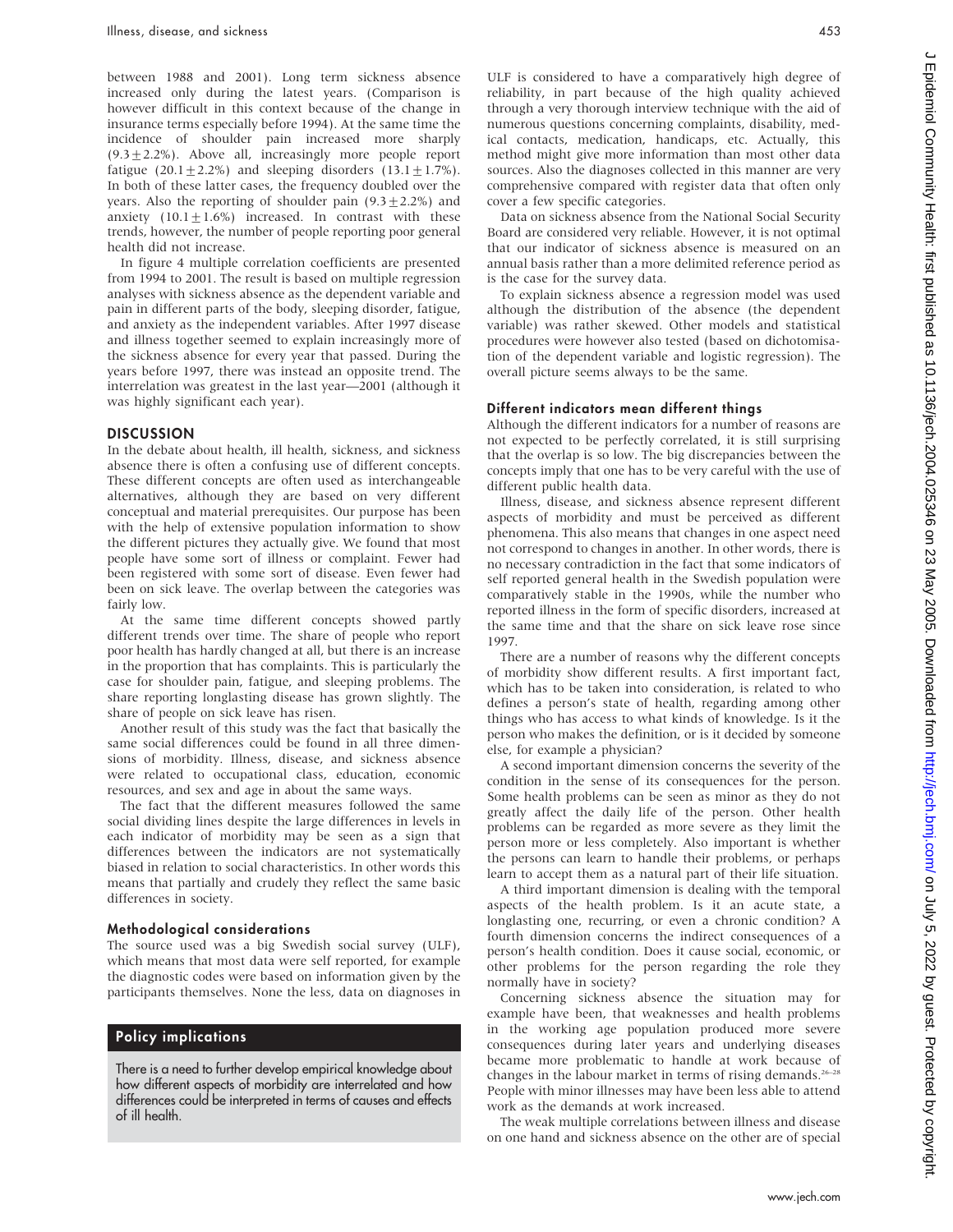between 1988 and 2001). Long term sickness absence increased only during the latest years. (Comparison is however difficult in this context because of the change in insurance terms especially before 1994). At the same time the incidence of shoulder pain increased more sharply ($9.3 \pm 2.2\%$). Above all, increasingly more people report fatigue ($20.1 \pm 2.2\%$) and sleeping disorders ($13.1 \pm 1.7\%$). In both of these latter cases, the frequency doubled over the years. Also the reporting of shoulder pain ($9.3 \pm 2.2\%$) and anxiety ($10.1 \pm 1.6\%$) increased. In contrast with these trends, however, the number of people reporting poor general health did not increase.

In figure 4 multiple correlation coefficients are presented from 1994 to 2001. The result is based on multiple regression analyses with sickness absence as the dependent variable and pain in different parts of the body, sleeping disorder, fatigue, and anxiety as the independent variables. After 1997 disease and illness together seemed to explain increasingly more of the sickness absence for every year that passed. During the years before 1997, there was instead an opposite trend. The interrelation was greatest in the last year—2001 (although it was highly significant each year).

## DISCUSSION

In the debate about health, ill health, sickness, and sickness absence there is often a confusing use of different concepts. These different concepts are often used as interchangeable alternatives, although they are based on very different conceptual and material prerequisites. Our purpose has been with the help of extensive population information to show the different pictures they actually give. We found that most people have some sort of illness or complaint. Fewer had been registered with some sort of disease. Even fewer had been on sick leave. The overlap between the categories was fairly low.

At the same time different concepts showed partly different trends over time. The share of people who report poor health has hardly changed at all, but there is an increase in the proportion that has complaints. This is particularly the case for shoulder pain, fatigue, and sleeping problems. The share reporting longlasting disease has grown slightly. The share of people on sick leave has risen.

Another result of this study was the fact that basically the same social differences could be found in all three dimensions of morbidity. Illness, disease, and sickness absence were related to occupational class, education, economic resources, and sex and age in about the same ways.

The fact that the different measures followed the same social dividing lines despite the large differences in levels in each indicator of morbidity may be seen as a sign that differences between the indicators are not systematically biased in relation to social characteristics. In other words this means that partially and crudely they reflect the same basic differences in society.

### Methodological considerations

The source used was a big Swedish social survey (ULF), which means that most data were self reported, for example the diagnostic codes were based on information given by the participants themselves. None the less, data on diagnoses in ULF is considered to have a comparatively high degree of reliability, in part because of the high quality achieved through a very thorough interview technique with the aid of numerous questions concerning complaints, disability, medical contacts, medication, handicaps, etc. Actually, this method might give more information than most other data sources. Also the diagnoses collected in this manner are very comprehensive compared with register data that often only cover a few specific categories.

Data on sickness absence from the National Social Security Board are considered very reliable. However, it is not optimal that our indicator of sickness absence is measured on an annual basis rather than a more delimited reference period as is the case for the survey data.

To explain sickness absence a regression model was used although the distribution of the absence (the dependent variable) was rather skewed. Other models and statistical procedures were however also tested (based on dichotomisation of the dependent variable and logistic regression). The overall picture seems always to be the same.

### Policy implications

There is a need to further develop empirical knowledge about how different aspects of morbidity are interrelated and how differences could be interpreted in terms of causes and effects of ill health.

### Different indicators mean different things

Although the different indicators for a number of reasons are not expected to be perfectly correlated, it is still surprising that the overlap is so low. The big discrepancies between the concepts imply that one has to be very careful with the use of different public health data.

Illness, disease, and sickness absence represent different aspects of morbidity and must be perceived as different phenomena. This also means that changes in one aspect need not correspond to changes in another. In other words, there is no necessary contradiction in the fact that some indicators of self reported general health in the Swedish population were comparatively stable in the 1990s, while the number who reported illness in the form of specific disorders, increased at the same time and that the share on sick leave rose since 1997.

There are a number of reasons why the different concepts of morbidity show different results. A first important fact, which has to be taken into consideration, is related to who defines a person's state of health, regarding among other things who has access to what kinds of knowledge. Is it the person who makes the definition, or is it decided by someone else, for example a physician?

A second important dimension concerns the severity of the condition in the sense of its consequences for the person. Some health problems can be seen as minor as they do not greatly affect the daily life of the person. Other health problems can be regarded as more severe as they limit the person more or less completely. Also important is whether the persons can learn to handle their problems, or perhaps learn to accept them as a natural part of their life situation.

A third important dimension is dealing with the temporal aspects of the health problem. Is it an acute state, a longlasting one, recurring, or even a chronic condition? A fourth dimension concerns the indirect consequences of a person's health condition. Does it cause social, economic, or other problems for the person regarding the role they normally have in society?

Concerning sickness absence the situation may for example have been, that weaknesses and health problems in the working age population produced more severe consequences during later years and underlying diseases became more problematic to handle at work because of changes in the labour market in terms of rising demands.[26–28] People with minor illnesses may have been less able to attend work as the demands at work increased.

The weak multiple correlations between illness and disease on one hand and sickness absence on the other are of special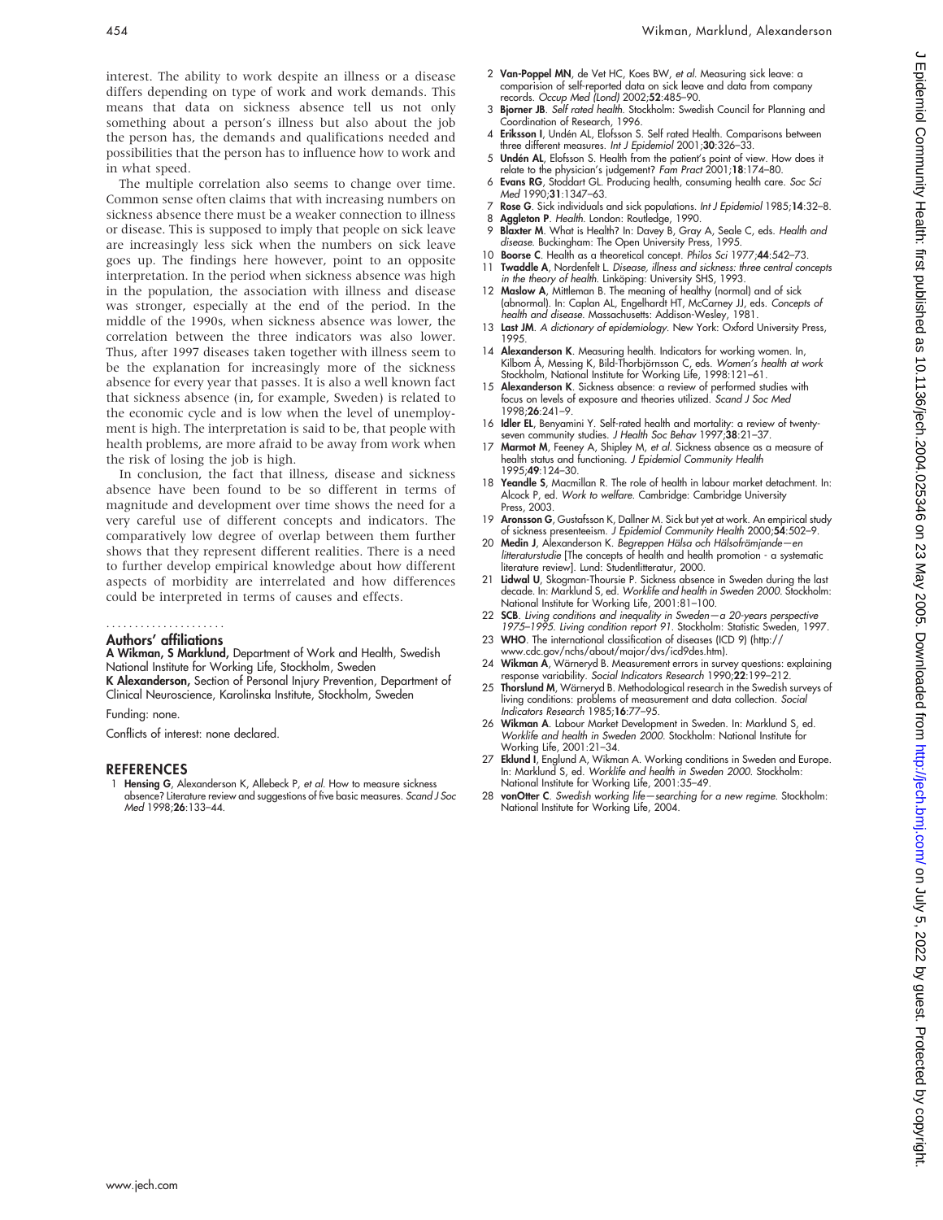interest. The ability to work despite an illness or a disease differs depending on type of work and work demands. This means that data on sickness absence tell us not only something about a person's illness but also about the job the person has, the demands and qualifications needed and possibilities that the person has to influence how to work and in what speed.

The multiple correlation also seems to change over time. Common sense often claims that with increasing numbers on sickness absence there must be a weaker connection to illness or disease. This is supposed to imply that people on sick leave are increasingly less sick when the numbers on sick leave goes up. The findings here however, point to an opposite interpretation. In the period when sickness absence was high in the population, the association with illness and disease was stronger, especially at the end of the period. In the middle of the 1990s, when sickness absence was lower, the correlation between the three indicators was also lower. Thus, after 1997 diseases taken together with illness seem to be the explanation for increasingly more of the sickness absence for every year that passes. It is also a well known fact that sickness absence (in, for example, Sweden) is related to the economic cycle and is low when the level of unemployment is high. The interpretation is said to be, that people with health problems, are more afraid to be away from work when the risk of losing the job is high.

In conclusion, the fact that illness, disease and sickness absence have been found to be so different in terms of magnitude and development over time shows the need for a very careful use of different concepts and indicators. The comparatively low degree of overlap between them further shows that they represent different realities. There is a need to further develop empirical knowledge about how different aspects of morbidity are interrelated and how differences could be interpreted in terms of causes and effects.

## Authors' affiliations

**A Wikman, S Marklund,** Department of Work and Health, Swedish National Institute for Working Life, Stockholm, Sweden
**K Alexanderson,** Section of Personal Injury Prevention, Department of Clinical Neuroscience, Karolinska Institute, Stockholm, Sweden

Funding: none.

Conflicts of interest: none declared.

## REFERENCES

1. **Hensing G**, Alexanderson K, Allebeck P, *et al*. How to measure sickness absence? Literature review and suggestions of five basic measures. *Scand J Soc Med* 1998;**26**:133–44.
2. **Van-Poppel MN**, de Vet HC, Koes BW, *et al*. Measuring sick leave: a comparision of self-reported data on sick leave and data from company records. *Occup Med (Lond)* 2002;**52**:485–90.
3. **Bjorner JB**. *Self rated health*. Stockholm: Swedish Council for Planning and Coordination of Research, 1996.
4. **Eriksson I**, Undén AL, Elofsson S. Self rated Health. Comparisons between three different measures. *Int J Epidemiol* 2001;**30**:326–33.
5. **Undén AL**, Elofsson S. Health from the patient's point of view. How does it relate to the physician's judgement? *Fam Pract* 2001;**18**:174–80.
6. **Evans RG**, Stoddart GL. Producing health, consuming health care. *Soc Sci Med* 1990;**31**:1347–63.
7. **Rose G**. Sick individuals and sick populations. *Int J Epidemiol* 1985;**14**:32–8.
8. **Aggleton P**. *Health*. London: Routledge, 1990.
9. **Blaxter M**. What is Health? In: Davey B, Gray A, Seale C, eds. *Health and disease*. Buckingham: The Open University Press, 1995.
10. **Boorse C**. Health as a theoretical concept. *Philos Sci* 1977;**44**:542–73.
11. **Twaddle A**, Nordenfelt L. *Disease, illness and sickness: three central concepts in the theory of health*. Linköping: University SHS, 1993.
12. **Maslow A**, Mittleman B. The meaning of healthy (normal) and of sick (abnormal). In: Caplan AL, Engelhardt HT, McCarney JJ, eds. *Concepts of health and disease*. Massachusetts: Addison-Wesley, 1981.
13. **Last JM**. *A dictionary of epidemiology*. New York: Oxford University Press, 1995.
14. **Alexanderson K**. Measuring health. Indicators for working women. In, Kilbom Å, Messing K, Bild-Thorbjörnsson C, eds. *Women's health at work* Stockholm, National Institute for Working Life, 1998:121–61.
15. **Alexanderson K**. Sickness absence: a review of performed studies with focus on levels of exposure and theories utilized. *Scand J Soc Med* 1998;**26**:241–9.
16. **Idler EL**, Benyamini Y. Self-rated health and mortality: a review of twenty-seven community studies. *J Health Soc Behav* 1997;**38**:21–37.
17. **Marmot M**, Feeney A, Shipley M, *et al*. Sickness absence as a measure of health status and functioning. *J Epidemiol Community Health* 1995;**49**:124–30.
18. **Yeandle S**, Macmillan R. The role of health in labour market detachment. In: Alcock P, ed. *Work to welfare*. Cambridge: Cambridge University Press, 2003.
19. **Aronsson G**, Gustafsson K, Dallner M. Sick but yet at work. An empirical study of sickness presenteeism. *J Epidemiol Community Health* 2000;**54**:502–9.
20. **Medin J**, Alexanderson K. *Begreppen Hälsa och Hälsofrämjande—en litteraturstudie* [The concepts of health and health promotion - a systematic literature review]. Lund: Studentlitteratur, 2000.
21. **Lidwal U**, Skogman-Thoursie P. Sickness absence in Sweden during the last decade. In: Marklund S, ed. *Worklife and health in Sweden 2000*. Stockholm: National Institute for Working Life, 2001:81–100.
22. **SCB**. *Living conditions and inequality in Sweden—a 20-years perspective 1975–1995. Living condition report 91*. Stockholm: Statistic Sweden, 1997.
23. **WHO**. The international classification of diseases (ICD 9) (http://www.cdc.gov/nchs/about/major/dvs/icd9des.htm).
24. **Wikman A**, Wärneryd B. Measurement errors in survey questions: explaining response variability. *Social Indicators Research* 1990;**22**:199–212.
25. **Thorslund M**, Wärneryd B. Methodological research in the Swedish surveys of living conditions: problems of measurement and data collection. *Social Indicators Research* 1985;**16**:77–95.
26. **Wikman A**. Labour Market Development in Sweden. In: Marklund S, ed. *Worklife and health in Sweden 2000*. Stockholm: National Institute for Working Life, 2001:21–34.
27. **Eklund I**, Englund A, Wikman A. Working conditions in Sweden and Europe. In: Marklund S, ed. *Worklife and health in Sweden 2000*. Stockholm: National Institute for Working Life, 2001:35–49.
28. **vonOtter C**. *Swedish working life—searching for a new regime*. Stockholm: National Institute for Working Life, 2004.